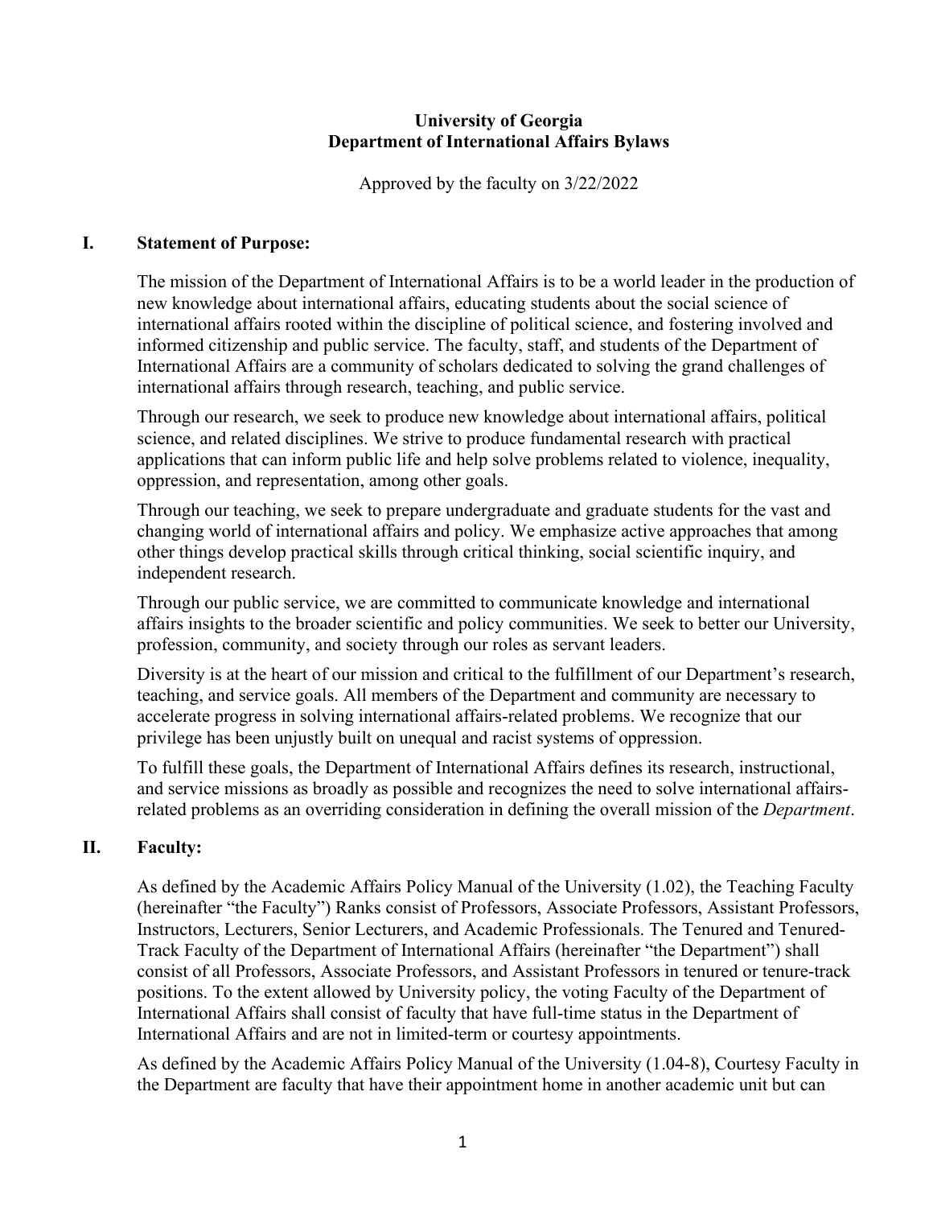# University of Georgia
# Department of International Affairs Bylaws

Approved by the faculty on 3/22/2022

## I. Statement of Purpose:

The mission of the Department of International Affairs is to be a world leader in the production of new knowledge about international affairs, educating students about the social science of international affairs rooted within the discipline of political science, and fostering involved and informed citizenship and public service. The faculty, staff, and students of the Department of International Affairs are a community of scholars dedicated to solving the grand challenges of international affairs through research, teaching, and public service.

Through our research, we seek to produce new knowledge about international affairs, political science, and related disciplines. We strive to produce fundamental research with practical applications that can inform public life and help solve problems related to violence, inequality, oppression, and representation, among other goals.

Through our teaching, we seek to prepare undergraduate and graduate students for the vast and changing world of international affairs and policy. We emphasize active approaches that among other things develop practical skills through critical thinking, social scientific inquiry, and independent research.

Through our public service, we are committed to communicate knowledge and international affairs insights to the broader scientific and policy communities. We seek to better our University, profession, community, and society through our roles as servant leaders.

Diversity is at the heart of our mission and critical to the fulfillment of our Department's research, teaching, and service goals. All members of the Department and community are necessary to accelerate progress in solving international affairs-related problems. We recognize that our privilege has been unjustly built on unequal and racist systems of oppression.

To fulfill these goals, the Department of International Affairs defines its research, instructional, and service missions as broadly as possible and recognizes the need to solve international affairs-related problems as an overriding consideration in defining the overall mission of the *Department*.

## II. Faculty:

As defined by the Academic Affairs Policy Manual of the University (1.02), the Teaching Faculty (hereinafter "the Faculty") Ranks consist of Professors, Associate Professors, Assistant Professors, Instructors, Lecturers, Senior Lecturers, and Academic Professionals. The Tenured and Tenured-Track Faculty of the Department of International Affairs (hereinafter "the Department") shall consist of all Professors, Associate Professors, and Assistant Professors in tenured or tenure-track positions. To the extent allowed by University policy, the voting Faculty of the Department of International Affairs shall consist of faculty that have full-time status in the Department of International Affairs and are not in limited-term or courtesy appointments.

As defined by the Academic Affairs Policy Manual of the University (1.04-8), Courtesy Faculty in the Department are faculty that have their appointment home in another academic unit but can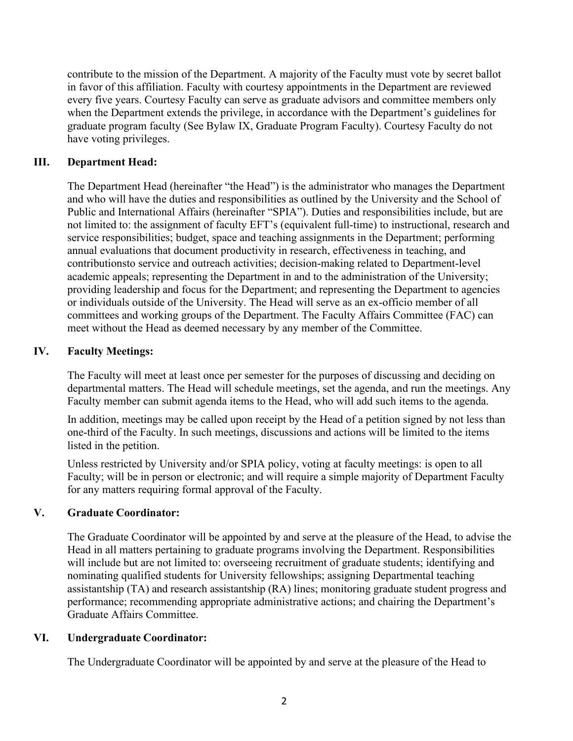contribute to the mission of the Department. A majority of the Faculty must vote by secret ballot in favor of this affiliation. Faculty with courtesy appointments in the Department are reviewed every five years. Courtesy Faculty can serve as graduate advisors and committee members only when the Department extends the privilege, in accordance with the Department's guidelines for graduate program faculty (See Bylaw IX, Graduate Program Faculty). Courtesy Faculty do not have voting privileges.

## III. Department Head:

The Department Head (hereinafter "the Head") is the administrator who manages the Department and who will have the duties and responsibilities as outlined by the University and the School of Public and International Affairs (hereinafter "SPIA"). Duties and responsibilities include, but are not limited to: the assignment of faculty EFT's (equivalent full-time) to instructional, research and service responsibilities; budget, space and teaching assignments in the Department; performing annual evaluations that document productivity in research, effectiveness in teaching, and contributionsto service and outreach activities; decision-making related to Department-level academic appeals; representing the Department in and to the administration of the University; providing leadership and focus for the Department; and representing the Department to agencies or individuals outside of the University. The Head will serve as an ex-officio member of all committees and working groups of the Department. The Faculty Affairs Committee (FAC) can meet without the Head as deemed necessary by any member of the Committee.

## IV. Faculty Meetings:

The Faculty will meet at least once per semester for the purposes of discussing and deciding on departmental matters. The Head will schedule meetings, set the agenda, and run the meetings. Any Faculty member can submit agenda items to the Head, who will add such items to the agenda.

In addition, meetings may be called upon receipt by the Head of a petition signed by not less than one-third of the Faculty. In such meetings, discussions and actions will be limited to the items listed in the petition.

Unless restricted by University and/or SPIA policy, voting at faculty meetings: is open to all Faculty; will be in person or electronic; and will require a simple majority of Department Faculty for any matters requiring formal approval of the Faculty.

## V. Graduate Coordinator:

The Graduate Coordinator will be appointed by and serve at the pleasure of the Head, to advise the Head in all matters pertaining to graduate programs involving the Department. Responsibilities will include but are not limited to: overseeing recruitment of graduate students; identifying and nominating qualified students for University fellowships; assigning Departmental teaching assistantship (TA) and research assistantship (RA) lines; monitoring graduate student progress and performance; recommending appropriate administrative actions; and chairing the Department's Graduate Affairs Committee.

## VI. Undergraduate Coordinator:

The Undergraduate Coordinator will be appointed by and serve at the pleasure of the Head to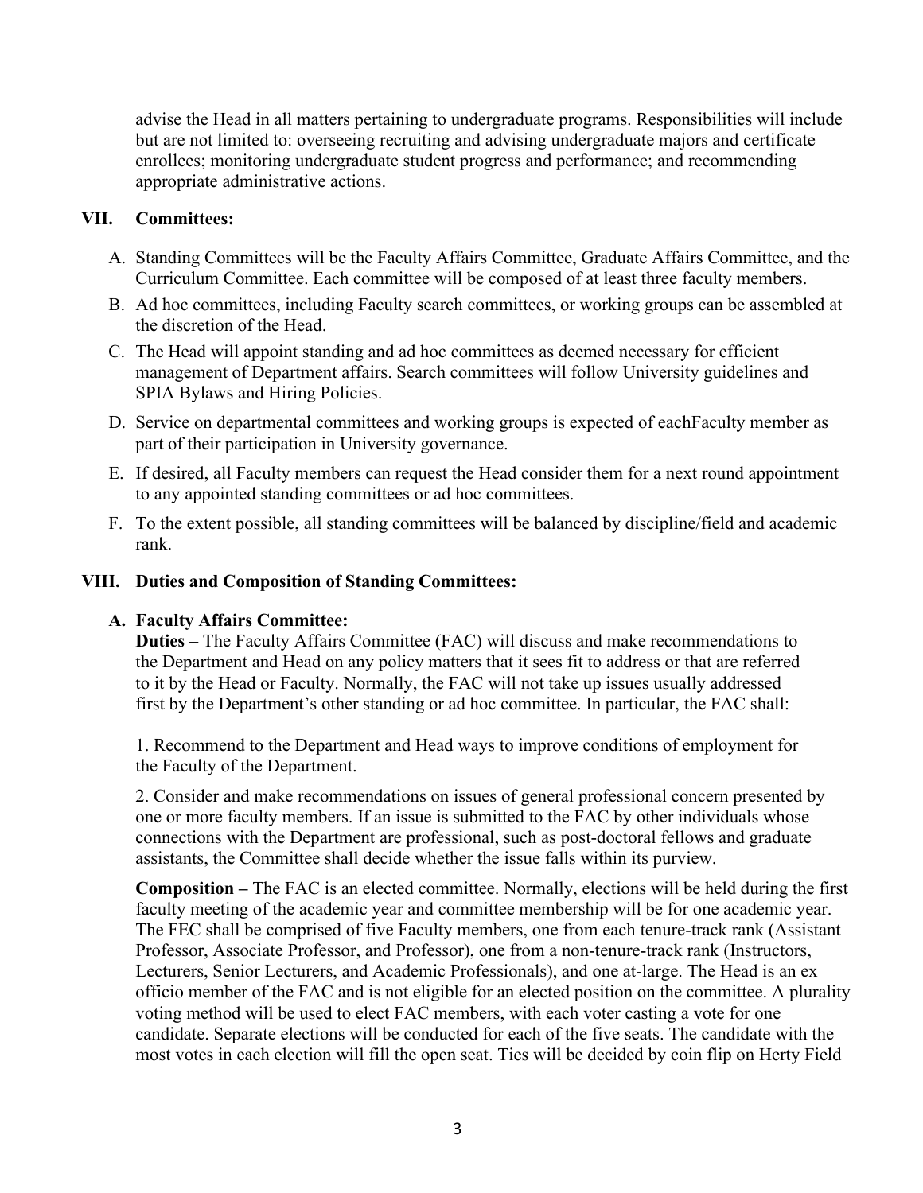advise the Head in all matters pertaining to undergraduate programs. Responsibilities will include but are not limited to: overseeing recruiting and advising undergraduate majors and certificate enrollees; monitoring undergraduate student progress and performance; and recommending appropriate administrative actions.

## VII. Committees:

A. Standing Committees will be the Faculty Affairs Committee, Graduate Affairs Committee, and the Curriculum Committee. Each committee will be composed of at least three faculty members.

B. Ad hoc committees, including Faculty search committees, or working groups can be assembled at the discretion of the Head.

C. The Head will appoint standing and ad hoc committees as deemed necessary for efficient management of Department affairs. Search committees will follow University guidelines and SPIA Bylaws and Hiring Policies.

D. Service on departmental committees and working groups is expected of eachFaculty member as part of their participation in University governance.

E. If desired, all Faculty members can request the Head consider them for a next round appointment to any appointed standing committees or ad hoc committees.

F. To the extent possible, all standing committees will be balanced by discipline/field and academic rank.

## VIII. Duties and Composition of Standing Committees:

### A. Faculty Affairs Committee:

**Duties –** The Faculty Affairs Committee (FAC) will discuss and make recommendations to the Department and Head on any policy matters that it sees fit to address or that are referred to it by the Head or Faculty. Normally, the FAC will not take up issues usually addressed first by the Department's other standing or ad hoc committee. In particular, the FAC shall:

1. Recommend to the Department and Head ways to improve conditions of employment for the Faculty of the Department.

2. Consider and make recommendations on issues of general professional concern presented by one or more faculty members. If an issue is submitted to the FAC by other individuals whose connections with the Department are professional, such as post-doctoral fellows and graduate assistants, the Committee shall decide whether the issue falls within its purview.

**Composition –** The FAC is an elected committee. Normally, elections will be held during the first faculty meeting of the academic year and committee membership will be for one academic year. The FEC shall be comprised of five Faculty members, one from each tenure-track rank (Assistant Professor, Associate Professor, and Professor), one from a non-tenure-track rank (Instructors, Lecturers, Senior Lecturers, and Academic Professionals), and one at-large. The Head is an ex officio member of the FAC and is not eligible for an elected position on the committee. A plurality voting method will be used to elect FAC members, with each voter casting a vote for one candidate. Separate elections will be conducted for each of the five seats. The candidate with the most votes in each election will fill the open seat. Ties will be decided by coin flip on Herty Field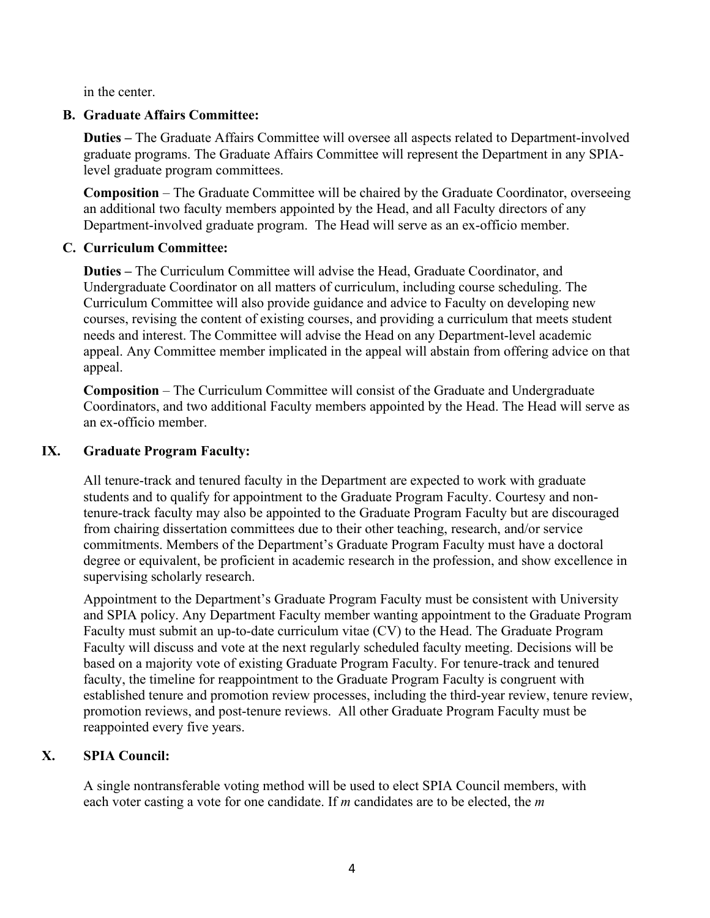in the center.

### B. Graduate Affairs Committee:

**Duties –** The Graduate Affairs Committee will oversee all aspects related to Department-involved graduate programs. The Graduate Affairs Committee will represent the Department in any SPIA-level graduate program committees.

**Composition** – The Graduate Committee will be chaired by the Graduate Coordinator, overseeing an additional two faculty members appointed by the Head, and all Faculty directors of any Department-involved graduate program. The Head will serve as an ex-officio member.

### C. Curriculum Committee:

**Duties –** The Curriculum Committee will advise the Head, Graduate Coordinator, and Undergraduate Coordinator on all matters of curriculum, including course scheduling. The Curriculum Committee will also provide guidance and advice to Faculty on developing new courses, revising the content of existing courses, and providing a curriculum that meets student needs and interest. The Committee will advise the Head on any Department-level academic appeal. Any Committee member implicated in the appeal will abstain from offering advice on that appeal.

**Composition** – The Curriculum Committee will consist of the Graduate and Undergraduate Coordinators, and two additional Faculty members appointed by the Head. The Head will serve as an ex-officio member.

## IX. Graduate Program Faculty:

All tenure-track and tenured faculty in the Department are expected to work with graduate students and to qualify for appointment to the Graduate Program Faculty. Courtesy and non-tenure-track faculty may also be appointed to the Graduate Program Faculty but are discouraged from chairing dissertation committees due to their other teaching, research, and/or service commitments. Members of the Department's Graduate Program Faculty must have a doctoral degree or equivalent, be proficient in academic research in the profession, and show excellence in supervising scholarly research.

Appointment to the Department's Graduate Program Faculty must be consistent with University and SPIA policy. Any Department Faculty member wanting appointment to the Graduate Program Faculty must submit an up-to-date curriculum vitae (CV) to the Head. The Graduate Program Faculty will discuss and vote at the next regularly scheduled faculty meeting. Decisions will be based on a majority vote of existing Graduate Program Faculty. For tenure-track and tenured faculty, the timeline for reappointment to the Graduate Program Faculty is congruent with established tenure and promotion review processes, including the third-year review, tenure review, promotion reviews, and post-tenure reviews. All other Graduate Program Faculty must be reappointed every five years.

## X. SPIA Council:

A single nontransferable voting method will be used to elect SPIA Council members, with each voter casting a vote for one candidate. If *m* candidates are to be elected, the *m*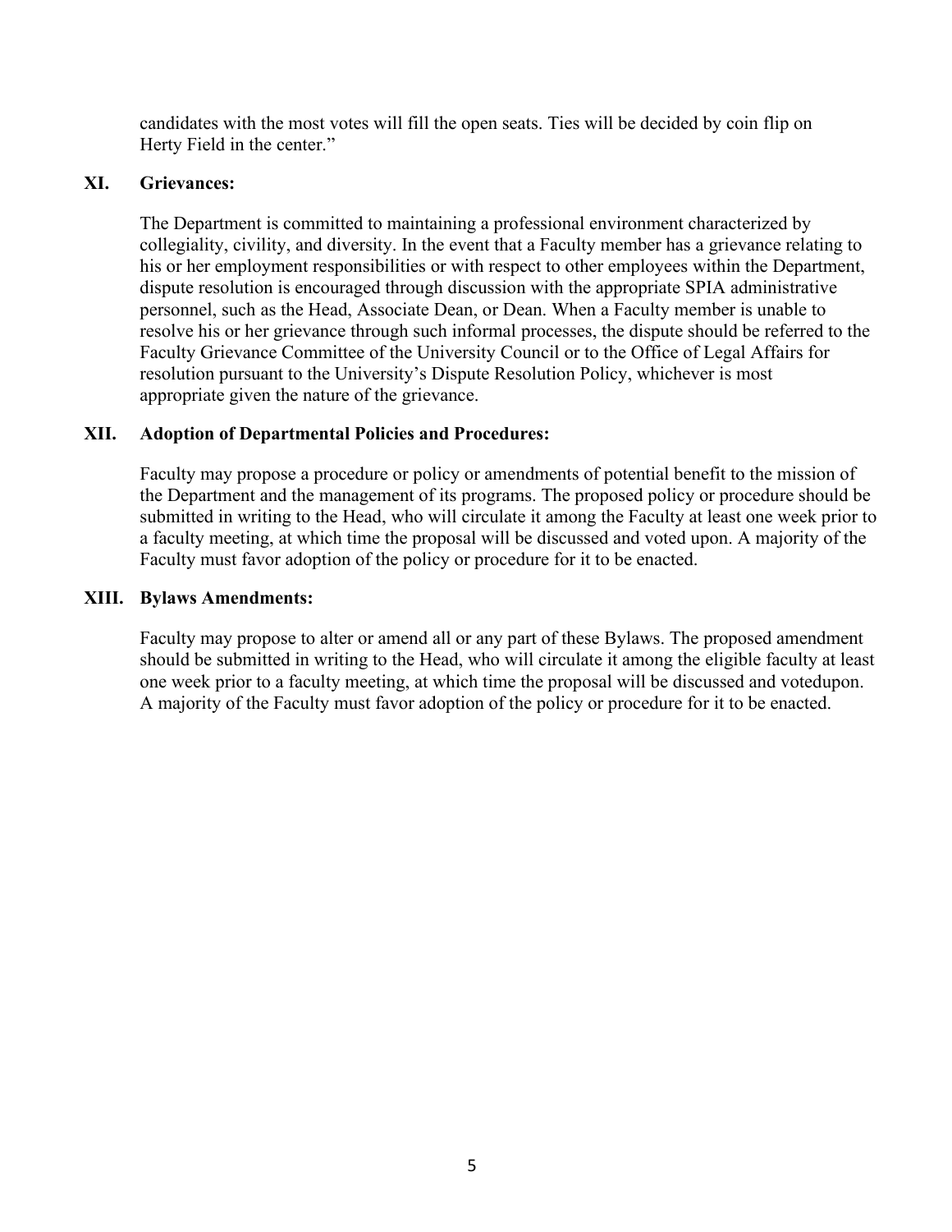candidates with the most votes will fill the open seats. Ties will be decided by coin flip on Herty Field in the center."

## XI. Grievances:

The Department is committed to maintaining a professional environment characterized by collegiality, civility, and diversity. In the event that a Faculty member has a grievance relating to his or her employment responsibilities or with respect to other employees within the Department, dispute resolution is encouraged through discussion with the appropriate SPIA administrative personnel, such as the Head, Associate Dean, or Dean. When a Faculty member is unable to resolve his or her grievance through such informal processes, the dispute should be referred to the Faculty Grievance Committee of the University Council or to the Office of Legal Affairs for resolution pursuant to the University's Dispute Resolution Policy, whichever is most appropriate given the nature of the grievance.

## XII. Adoption of Departmental Policies and Procedures:

Faculty may propose a procedure or policy or amendments of potential benefit to the mission of the Department and the management of its programs. The proposed policy or procedure should be submitted in writing to the Head, who will circulate it among the Faculty at least one week prior to a faculty meeting, at which time the proposal will be discussed and voted upon. A majority of the Faculty must favor adoption of the policy or procedure for it to be enacted.

## XIII. Bylaws Amendments:

Faculty may propose to alter or amend all or any part of these Bylaws. The proposed amendment should be submitted in writing to the Head, who will circulate it among the eligible faculty at least one week prior to a faculty meeting, at which time the proposal will be discussed and votedupon. A majority of the Faculty must favor adoption of the policy or procedure for it to be enacted.